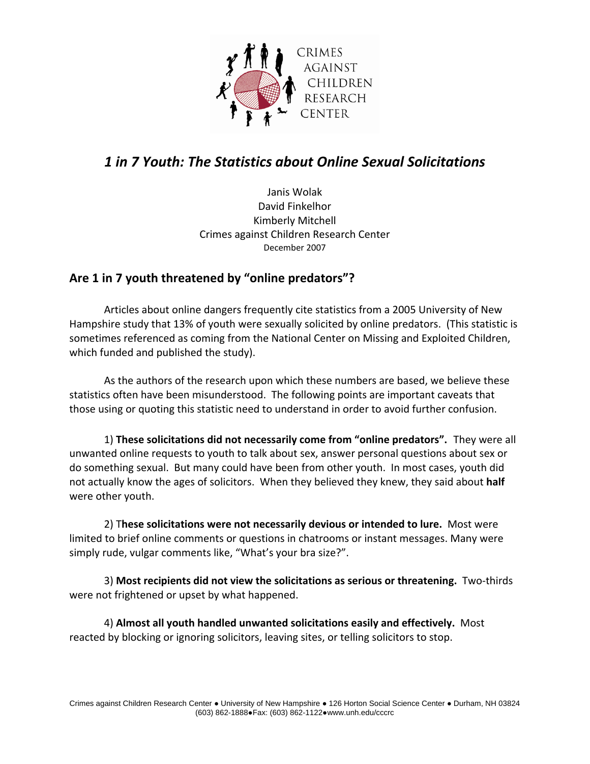CRIMES AGAINST CHILDREN RESEARCH CENTER

# *1 in 7 Youth: The Statistics about Online Sexual Solicitations*

Janis Wolak
David Finkelhor
Kimberly Mitchell
Crimes against Children Research Center
December 2007

## Are 1 in 7 youth threatened by "online predators"?

Articles about online dangers frequently cite statistics from a 2005 University of New Hampshire study that 13% of youth were sexually solicited by online predators. (This statistic is sometimes referenced as coming from the National Center on Missing and Exploited Children, which funded and published the study).

As the authors of the research upon which these numbers are based, we believe these statistics often have been misunderstood. The following points are important caveats that those using or quoting this statistic need to understand in order to avoid further confusion.

1) **These solicitations did not necessarily come from "online predators".** They were all unwanted online requests to youth to talk about sex, answer personal questions about sex or do something sexual. But many could have been from other youth. In most cases, youth did not actually know the ages of solicitors. When they believed they knew, they said about **half** were other youth.

2) **These solicitations were not necessarily devious or intended to lure.** Most were limited to brief online comments or questions in chatrooms or instant messages. Many were simply rude, vulgar comments like, "What's your bra size?".

3) **Most recipients did not view the solicitations as serious or threatening.** Two-thirds were not frightened or upset by what happened.

4) **Almost all youth handled unwanted solicitations easily and effectively.** Most reacted by blocking or ignoring solicitors, leaving sites, or telling solicitors to stop.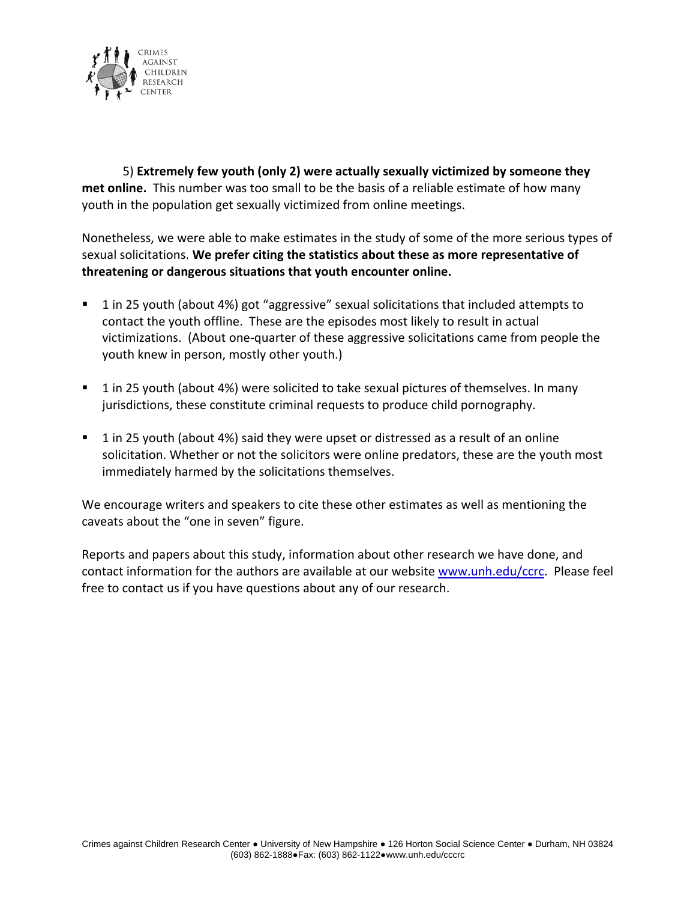5) **Extremely few youth (only 2) were actually sexually victimized by someone they met online.** This number was too small to be the basis of a reliable estimate of how many youth in the population get sexually victimized from online meetings.

Nonetheless, we were able to make estimates in the study of some of the more serious types of sexual solicitations. **We prefer citing the statistics about these as more representative of threatening or dangerous situations that youth encounter online.**

- 1 in 25 youth (about 4%) got "aggressive" sexual solicitations that included attempts to contact the youth offline. These are the episodes most likely to result in actual victimizations. (About one-quarter of these aggressive solicitations came from people the youth knew in person, mostly other youth.)
- 1 in 25 youth (about 4%) were solicited to take sexual pictures of themselves. In many jurisdictions, these constitute criminal requests to produce child pornography.
- 1 in 25 youth (about 4%) said they were upset or distressed as a result of an online solicitation. Whether or not the solicitors were online predators, these are the youth most immediately harmed by the solicitations themselves.

We encourage writers and speakers to cite these other estimates as well as mentioning the caveats about the "one in seven" figure.

Reports and papers about this study, information about other research we have done, and contact information for the authors are available at our website www.unh.edu/ccrc. Please feel free to contact us if you have questions about any of our research.